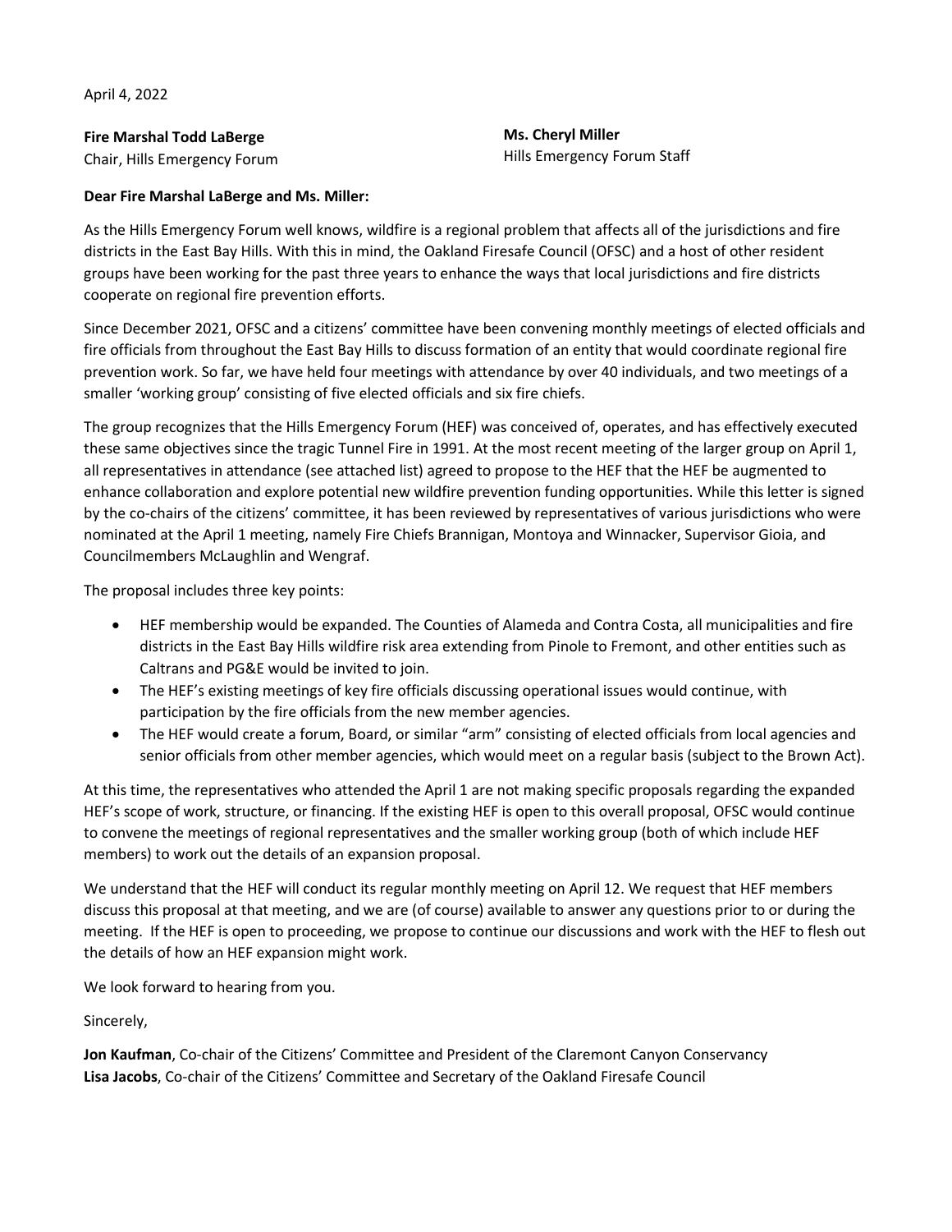April 4, 2022

**Fire Marshal Todd LaBerge**
Chair, Hills Emergency Forum

**Ms. Cheryl Miller**
Hills Emergency Forum Staff

**Dear Fire Marshal LaBerge and Ms. Miller:**

As the Hills Emergency Forum well knows, wildfire is a regional problem that affects all of the jurisdictions and fire districts in the East Bay Hills. With this in mind, the Oakland Firesafe Council (OFSC) and a host of other resident groups have been working for the past three years to enhance the ways that local jurisdictions and fire districts cooperate on regional fire prevention efforts.

Since December 2021, OFSC and a citizens' committee have been convening monthly meetings of elected officials and fire officials from throughout the East Bay Hills to discuss formation of an entity that would coordinate regional fire prevention work. So far, we have held four meetings with attendance by over 40 individuals, and two meetings of a smaller 'working group' consisting of five elected officials and six fire chiefs.

The group recognizes that the Hills Emergency Forum (HEF) was conceived of, operates, and has effectively executed these same objectives since the tragic Tunnel Fire in 1991. At the most recent meeting of the larger group on April 1, all representatives in attendance (see attached list) agreed to propose to the HEF that the HEF be augmented to enhance collaboration and explore potential new wildfire prevention funding opportunities. While this letter is signed by the co-chairs of the citizens' committee, it has been reviewed by representatives of various jurisdictions who were nominated at the April 1 meeting, namely Fire Chiefs Brannigan, Montoya and Winnacker, Supervisor Gioia, and Councilmembers McLaughlin and Wengraf.

The proposal includes three key points:

- HEF membership would be expanded. The Counties of Alameda and Contra Costa, all municipalities and fire districts in the East Bay Hills wildfire risk area extending from Pinole to Fremont, and other entities such as Caltrans and PG&E would be invited to join.
- The HEF's existing meetings of key fire officials discussing operational issues would continue, with participation by the fire officials from the new member agencies.
- The HEF would create a forum, Board, or similar "arm" consisting of elected officials from local agencies and senior officials from other member agencies, which would meet on a regular basis (subject to the Brown Act).

At this time, the representatives who attended the April 1 are not making specific proposals regarding the expanded HEF's scope of work, structure, or financing. If the existing HEF is open to this overall proposal, OFSC would continue to convene the meetings of regional representatives and the smaller working group (both of which include HEF members) to work out the details of an expansion proposal.

We understand that the HEF will conduct its regular monthly meeting on April 12. We request that HEF members discuss this proposal at that meeting, and we are (of course) available to answer any questions prior to or during the meeting. If the HEF is open to proceeding, we propose to continue our discussions and work with the HEF to flesh out the details of how an HEF expansion might work.

We look forward to hearing from you.

Sincerely,

**Jon Kaufman**, Co-chair of the Citizens' Committee and President of the Claremont Canyon Conservancy
**Lisa Jacobs**, Co-chair of the Citizens' Committee and Secretary of the Oakland Firesafe Council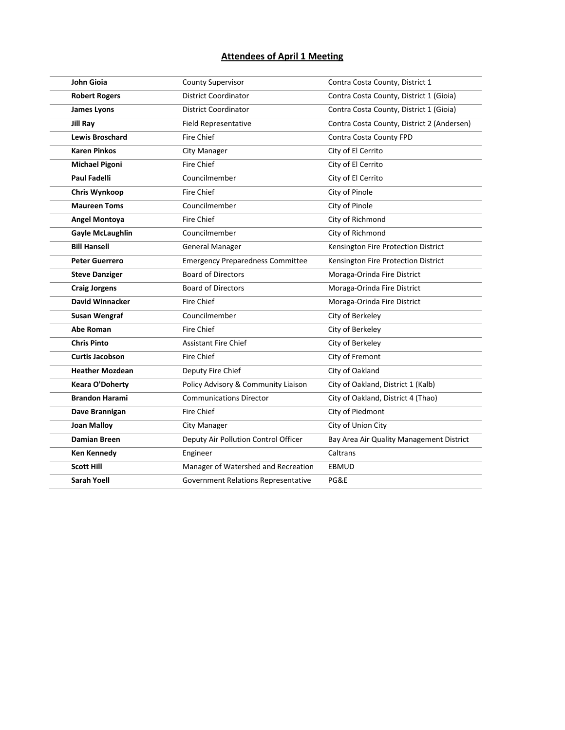## Attendees of April 1 Meeting

| | | |
|---|---|---|
| **John Gioia** | County Supervisor | Contra Costa County, District 1 |
| **Robert Rogers** | District Coordinator | Contra Costa County, District 1 (Gioia) |
| **James Lyons** | District Coordinator | Contra Costa County, District 1 (Gioia) |
| **Jill Ray** | Field Representative | Contra Costa County, District 2 (Andersen) |
| **Lewis Broschard** | Fire Chief | Contra Costa County FPD |
| **Karen Pinkos** | City Manager | City of El Cerrito |
| **Michael Pigoni** | Fire Chief | City of El Cerrito |
| **Paul Fadelli** | Councilmember | City of El Cerrito |
| **Chris Wynkoop** | Fire Chief | City of Pinole |
| **Maureen Toms** | Councilmember | City of Pinole |
| **Angel Montoya** | Fire Chief | City of Richmond |
| **Gayle McLaughlin** | Councilmember | City of Richmond |
| **Bill Hansell** | General Manager | Kensington Fire Protection District |
| **Peter Guerrero** | Emergency Preparedness Committee | Kensington Fire Protection District |
| **Steve Danziger** | Board of Directors | Moraga-Orinda Fire District |
| **Craig Jorgens** | Board of Directors | Moraga-Orinda Fire District |
| **David Winnacker** | Fire Chief | Moraga-Orinda Fire District |
| **Susan Wengraf** | Councilmember | City of Berkeley |
| **Abe Roman** | Fire Chief | City of Berkeley |
| **Chris Pinto** | Assistant Fire Chief | City of Berkeley |
| **Curtis Jacobson** | Fire Chief | City of Fremont |
| **Heather Mozdean** | Deputy Fire Chief | City of Oakland |
| **Keara O'Doherty** | Policy Advisory & Community Liaison | City of Oakland, District 1 (Kalb) |
| **Brandon Harami** | Communications Director | City of Oakland, District 4 (Thao) |
| **Dave Brannigan** | Fire Chief | City of Piedmont |
| **Joan Malloy** | City Manager | City of Union City |
| **Damian Breen** | Deputy Air Pollution Control Officer | Bay Area Air Quality Management District |
| **Ken Kennedy** | Engineer | Caltrans |
| **Scott Hill** | Manager of Watershed and Recreation | EBMUD |
| **Sarah Yoell** | Government Relations Representative | PG&E |